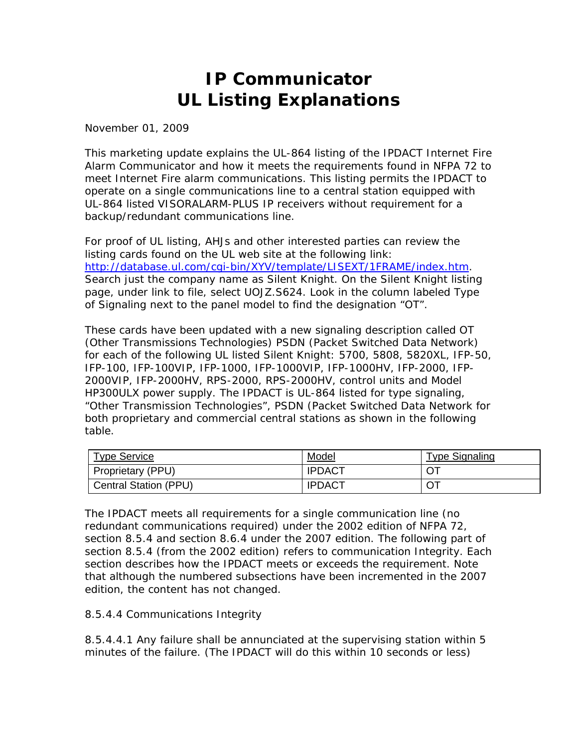# IP Communicator
# UL Listing Explanations

November 01, 2009

This marketing update explains the UL-864 listing of the IPDACT Internet Fire Alarm Communicator and how it meets the requirements found in NFPA 72 to meet Internet Fire alarm communications. This listing permits the IPDACT to operate on a single communications line to a central station equipped with UL-864 listed VISORALARM-PLUS IP receivers without requirement for a backup/redundant communications line.

For proof of UL listing, AHJs and other interested parties can review the listing cards found on the UL web site at the following link: http://database.ul.com/cgi-bin/XYV/template/LISEXT/1FRAME/index.htm. Search just the company name as Silent Knight. On the Silent Knight listing page, under link to file, select UOJZ.S624. Look in the column labeled Type of Signaling next to the panel model to find the designation “OT”.

These cards have been updated with a new signaling description called OT (Other Transmissions Technologies) PSDN (Packet Switched Data Network) for each of the following UL listed Silent Knight: 5700, 5808, 5820XL, IFP-50, IFP-100, IFP-100VIP, IFP-1000, IFP-1000VIP, IFP-1000HV, IFP-2000, IFP-2000VIP, IFP-2000HV, RPS-2000, RPS-2000HV, control units and Model HP300ULX power supply. The IPDACT is UL-864 listed for type signaling, “Other Transmission Technologies”, PSDN (Packet Switched Data Network for both proprietary and commercial central stations as shown in the following table.

| Type Service | Model | Type Signaling |
|---|---|---|
| Proprietary (PPU) | IPDACT | OT |
| Central Station (PPU) | IPDACT | OT |

The IPDACT meets all requirements for a single communication line (no redundant communications required) under the 2002 edition of NFPA 72, section 8.5.4 and section 8.6.4 under the 2007 edition. The following part of section 8.5.4 (from the 2002 edition) refers to communication Integrity. Each section describes how the IPDACT meets or exceeds the requirement. Note that although the numbered subsections have been incremented in the 2007 edition, the content has not changed.

8.5.4.4 Communications Integrity

8.5.4.4.1 Any failure shall be annunciated at the supervising station within 5 minutes of the failure. (The IPDACT will do this within 10 seconds or less)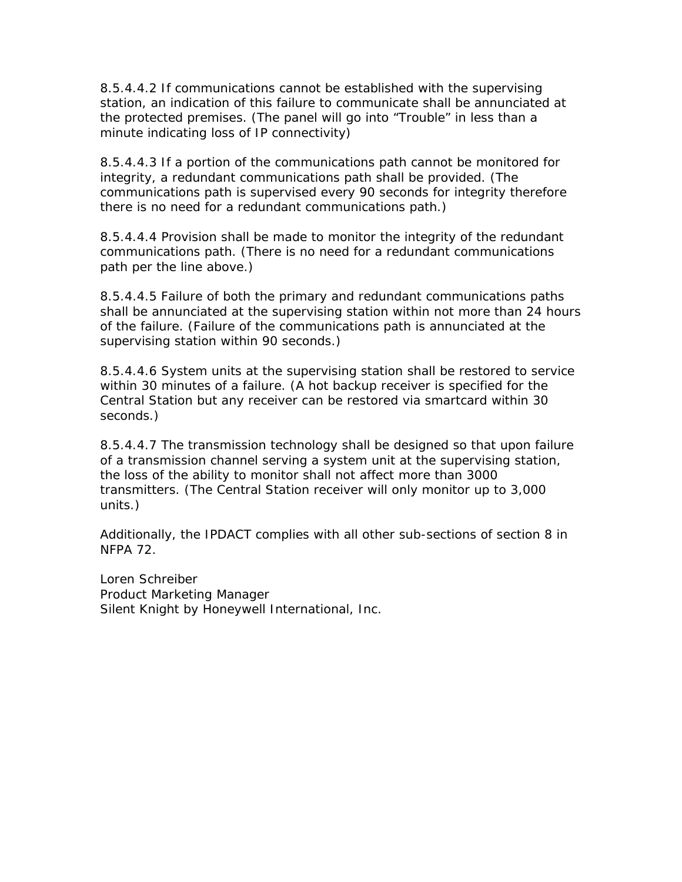8.5.4.4.2 If communications cannot be established with the supervising station, an indication of this failure to communicate shall be annunciated at the protected premises. (The panel will go into "Trouble" in less than a minute indicating loss of IP connectivity)

8.5.4.4.3 If a portion of the communications path cannot be monitored for integrity, a redundant communications path shall be provided. (The communications path is supervised every 90 seconds for integrity therefore there is no need for a redundant communications path.)

8.5.4.4.4 Provision shall be made to monitor the integrity of the redundant communications path. (There is no need for a redundant communications path per the line above.)

8.5.4.4.5 Failure of both the primary and redundant communications paths shall be annunciated at the supervising station within not more than 24 hours of the failure. (Failure of the communications path is annunciated at the supervising station within 90 seconds.)

8.5.4.4.6 System units at the supervising station shall be restored to service within 30 minutes of a failure. (A hot backup receiver is specified for the Central Station but any receiver can be restored via smartcard within 30 seconds.)

8.5.4.4.7 The transmission technology shall be designed so that upon failure of a transmission channel serving a system unit at the supervising station, the loss of the ability to monitor shall not affect more than 3000 transmitters. (The Central Station receiver will only monitor up to 3,000 units.)

Additionally, the IPDACT complies with all other sub-sections of section 8 in NFPA 72.

Loren Schreiber
Product Marketing Manager
Silent Knight by Honeywell International, Inc.